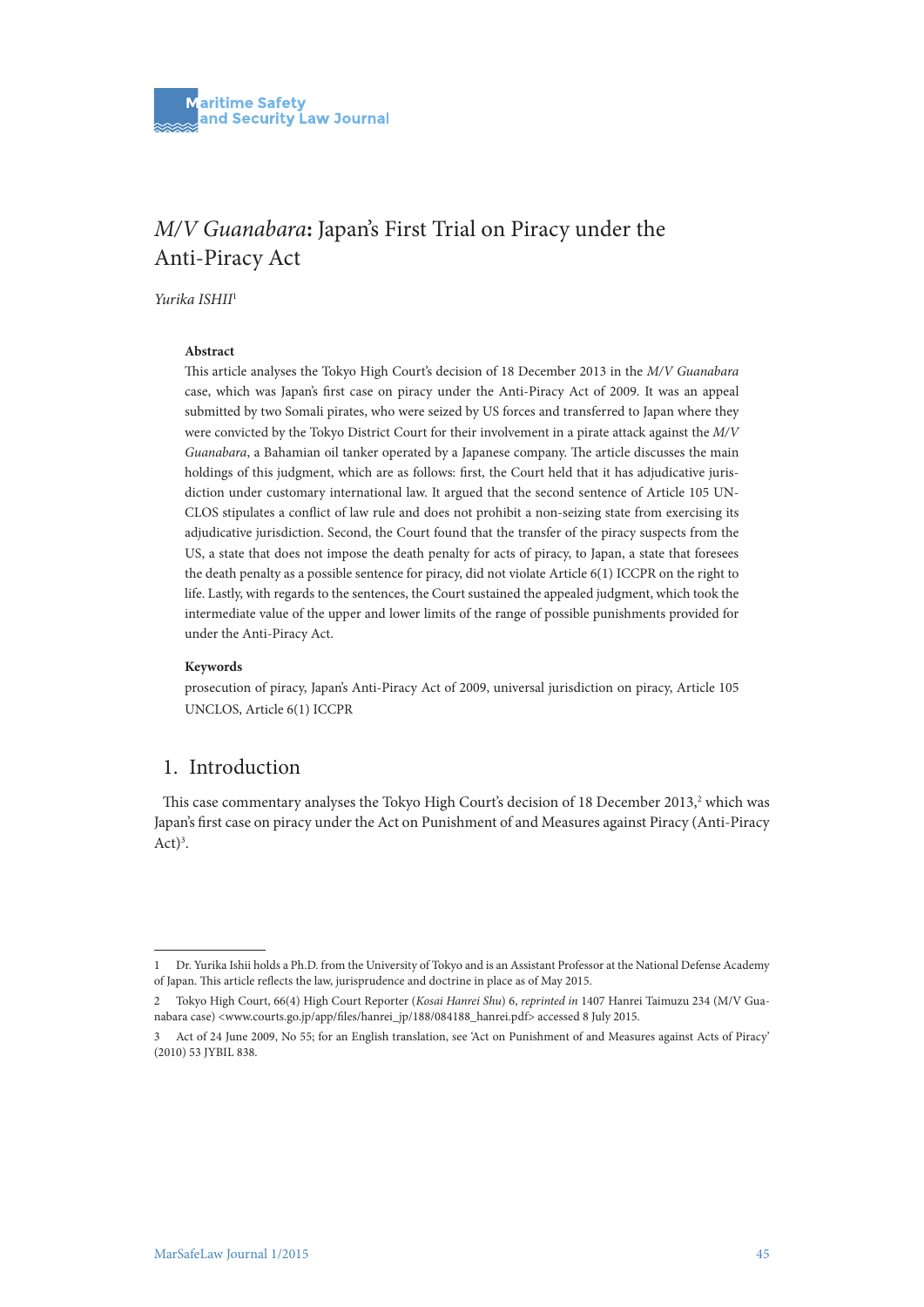# *M/V Guanabara*: Japan's First Trial on Piracy under the Anti-Piracy Act

*Yurika ISHII*[1]

**Abstract**

This article analyses the Tokyo High Court's decision of 18 December 2013 in the *M/V Guanabara* case, which was Japan's first case on piracy under the Anti-Piracy Act of 2009. It was an appeal submitted by two Somali pirates, who were seized by US forces and transferred to Japan where they were convicted by the Tokyo District Court for their involvement in a pirate attack against the *M/V Guanabara*, a Bahamian oil tanker operated by a Japanese company. The article discusses the main holdings of this judgment, which are as follows: first, the Court held that it has adjudicative jurisdiction under customary international law. It argued that the second sentence of Article 105 UNCLOS stipulates a conflict of law rule and does not prohibit a non-seizing state from exercising its adjudicative jurisdiction. Second, the Court found that the transfer of the piracy suspects from the US, a state that does not impose the death penalty for acts of piracy, to Japan, a state that foresees the death penalty as a possible sentence for piracy, did not violate Article 6(1) ICCPR on the right to life. Lastly, with regards to the sentences, the Court sustained the appealed judgment, which took the intermediate value of the upper and lower limits of the range of possible punishments provided for under the Anti-Piracy Act.

**Keywords**

prosecution of piracy, Japan's Anti-Piracy Act of 2009, universal jurisdiction on piracy, Article 105 UNCLOS, Article 6(1) ICCPR

## 1. Introduction

This case commentary analyses the Tokyo High Court's decision of 18 December 2013,[2] which was Japan's first case on piracy under the Act on Punishment of and Measures against Piracy (Anti-Piracy Act)[3].

---

1 Dr. Yurika Ishii holds a Ph.D. from the University of Tokyo and is an Assistant Professor at the National Defense Academy of Japan. This article reflects the law, jurisprudence and doctrine in place as of May 2015.

2 Tokyo High Court, 66(4) High Court Reporter (*Kosai Hanrei Shu*) 6, *reprinted in* 1407 Hanrei Taimuzu 234 (M/V Guanabara case) <www.courts.go.jp/app/files/hanrei_jp/188/084188_hanrei.pdf> accessed 8 July 2015.

3 Act of 24 June 2009, No 55; for an English translation, see 'Act on Punishment of and Measures against Acts of Piracy' (2010) 53 JYBIL 838.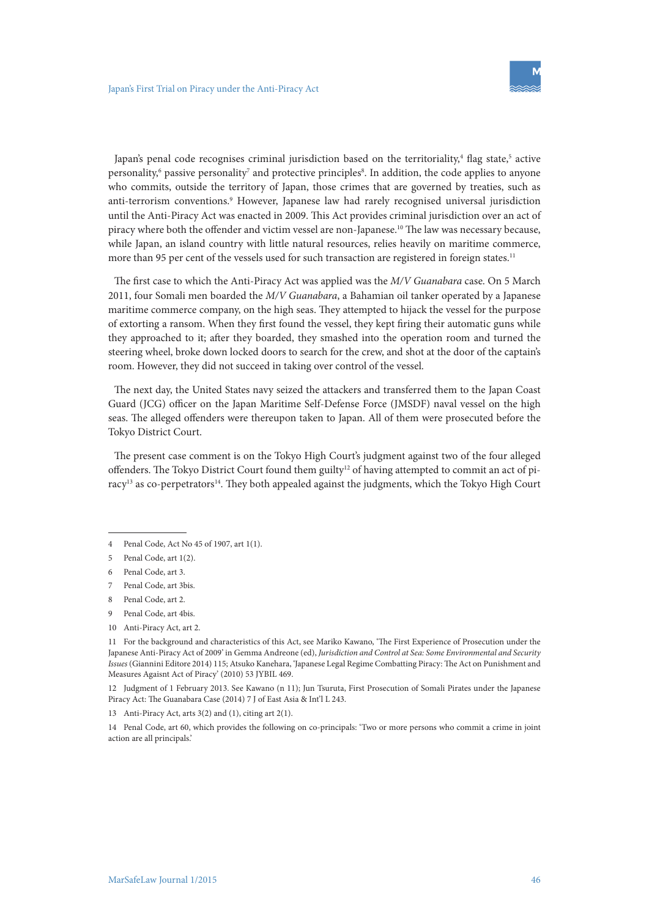Japan's penal code recognises criminal jurisdiction based on the territoriality,[4] flag state,[5] active personality,[6] passive personality[7] and protective principles[8]. In addition, the code applies to anyone who commits, outside the territory of Japan, those crimes that are governed by treaties, such as anti-terrorism conventions.[9] However, Japanese law had rarely recognised universal jurisdiction until the Anti-Piracy Act was enacted in 2009. This Act provides criminal jurisdiction over an act of piracy where both the offender and victim vessel are non-Japanese.[10] The law was necessary because, while Japan, an island country with little natural resources, relies heavily on maritime commerce, more than 95 per cent of the vessels used for such transaction are registered in foreign states.[11]

The first case to which the Anti-Piracy Act was applied was the *M/V Guanabara* case. On 5 March 2011, four Somali men boarded the *M/V Guanabara*, a Bahamian oil tanker operated by a Japanese maritime commerce company, on the high seas. They attempted to hijack the vessel for the purpose of extorting a ransom. When they first found the vessel, they kept firing their automatic guns while they approached to it; after they boarded, they smashed into the operation room and turned the steering wheel, broke down locked doors to search for the crew, and shot at the door of the captain's room. However, they did not succeed in taking over control of the vessel.

The next day, the United States navy seized the attackers and transferred them to the Japan Coast Guard (JCG) officer on the Japan Maritime Self-Defense Force (JMSDF) naval vessel on the high seas. The alleged offenders were thereupon taken to Japan. All of them were prosecuted before the Tokyo District Court.

The present case comment is on the Tokyo High Court's judgment against two of the four alleged offenders. The Tokyo District Court found them guilty[12] of having attempted to commit an act of piracy[13] as co-perpetrators[14]. They both appealed against the judgments, which the Tokyo High Court

---

4 Penal Code, Act No 45 of 1907, art 1(1).

5 Penal Code, art 1(2).

6 Penal Code, art 3.

7 Penal Code, art 3bis.

8 Penal Code, art 2.

9 Penal Code, art 4bis.

10 Anti-Piracy Act, art 2.

11 For the background and characteristics of this Act, see Mariko Kawano, 'The First Experience of Prosecution under the Japanese Anti-Piracy Act of 2009' in Gemma Andreone (ed), *Jurisdiction and Control at Sea: Some Environmental and Security Issues* (Giannini Editore 2014) 115; Atsuko Kanehara, 'Japanese Legal Regime Combatting Piracy: The Act on Punishment and Measures Against Act of Piracy' (2010) 53 JYBIL 469.

12 Judgment of 1 February 2013. See Kawano (n 11); Jun Tsuruta, First Prosecution of Somali Pirates under the Japanese Piracy Act: The Guanabara Case (2014) 7 J of East Asia & Int'l L 243.

13 Anti-Piracy Act, arts 3(2) and (1), citing art 2(1).

14 Penal Code, art 60, which provides the following on co-principals: 'Two or more persons who commit a crime in joint action are all principals.'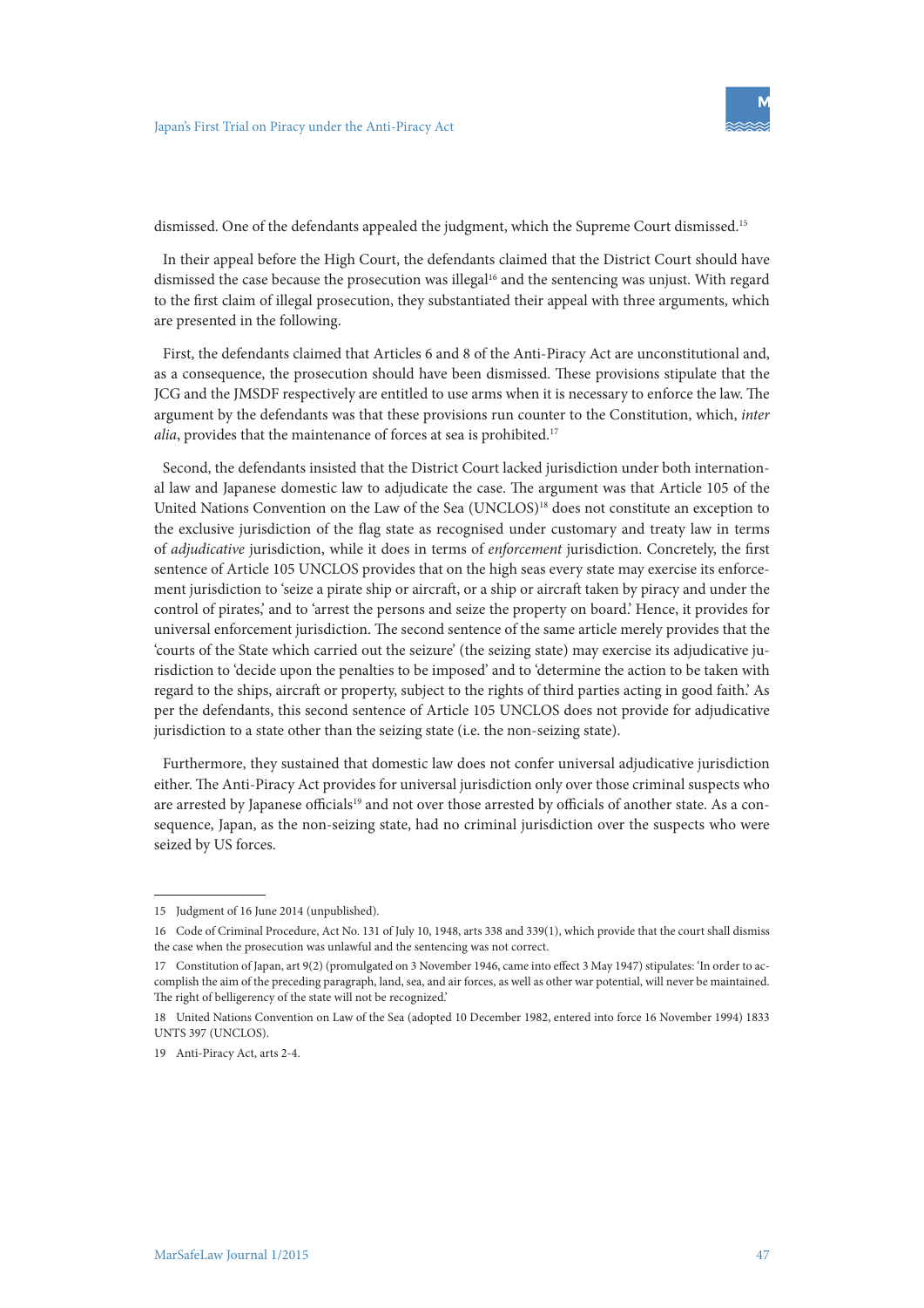dismissed. One of the defendants appealed the judgment, which the Supreme Court dismissed.[15]

In their appeal before the High Court, the defendants claimed that the District Court should have dismissed the case because the prosecution was illegal[16] and the sentencing was unjust. With regard to the first claim of illegal prosecution, they substantiated their appeal with three arguments, which are presented in the following.

First, the defendants claimed that Articles 6 and 8 of the Anti-Piracy Act are unconstitutional and, as a consequence, the prosecution should have been dismissed. These provisions stipulate that the JCG and the JMSDF respectively are entitled to use arms when it is necessary to enforce the law. The argument by the defendants was that these provisions run counter to the Constitution, which, *inter alia*, provides that the maintenance of forces at sea is prohibited.[17]

Second, the defendants insisted that the District Court lacked jurisdiction under both international law and Japanese domestic law to adjudicate the case. The argument was that Article 105 of the United Nations Convention on the Law of the Sea (UNCLOS)[18] does not constitute an exception to the exclusive jurisdiction of the flag state as recognised under customary and treaty law in terms of *adjudicative* jurisdiction, while it does in terms of *enforcement* jurisdiction. Concretely, the first sentence of Article 105 UNCLOS provides that on the high seas every state may exercise its enforcement jurisdiction to 'seize a pirate ship or aircraft, or a ship or aircraft taken by piracy and under the control of pirates,' and to 'arrest the persons and seize the property on board.' Hence, it provides for universal enforcement jurisdiction. The second sentence of the same article merely provides that the 'courts of the State which carried out the seizure' (the seizing state) may exercise its adjudicative jurisdiction to 'decide upon the penalties to be imposed' and to 'determine the action to be taken with regard to the ships, aircraft or property, subject to the rights of third parties acting in good faith.' As per the defendants, this second sentence of Article 105 UNCLOS does not provide for adjudicative jurisdiction to a state other than the seizing state (i.e. the non-seizing state).

Furthermore, they sustained that domestic law does not confer universal adjudicative jurisdiction either. The Anti-Piracy Act provides for universal jurisdiction only over those criminal suspects who are arrested by Japanese officials[19] and not over those arrested by officials of another state. As a consequence, Japan, as the non-seizing state, had no criminal jurisdiction over the suspects who were seized by US forces.

---

15 Judgment of 16 June 2014 (unpublished).

16 Code of Criminal Procedure, Act No. 131 of July 10, 1948, arts 338 and 339(1), which provide that the court shall dismiss the case when the prosecution was unlawful and the sentencing was not correct.

17 Constitution of Japan, art 9(2) (promulgated on 3 November 1946, came into effect 3 May 1947) stipulates: 'In order to accomplish the aim of the preceding paragraph, land, sea, and air forces, as well as other war potential, will never be maintained. The right of belligerency of the state will not be recognized.'

18 United Nations Convention on Law of the Sea (adopted 10 December 1982, entered into force 16 November 1994) 1833 UNTS 397 (UNCLOS).

19 Anti-Piracy Act, arts 2-4.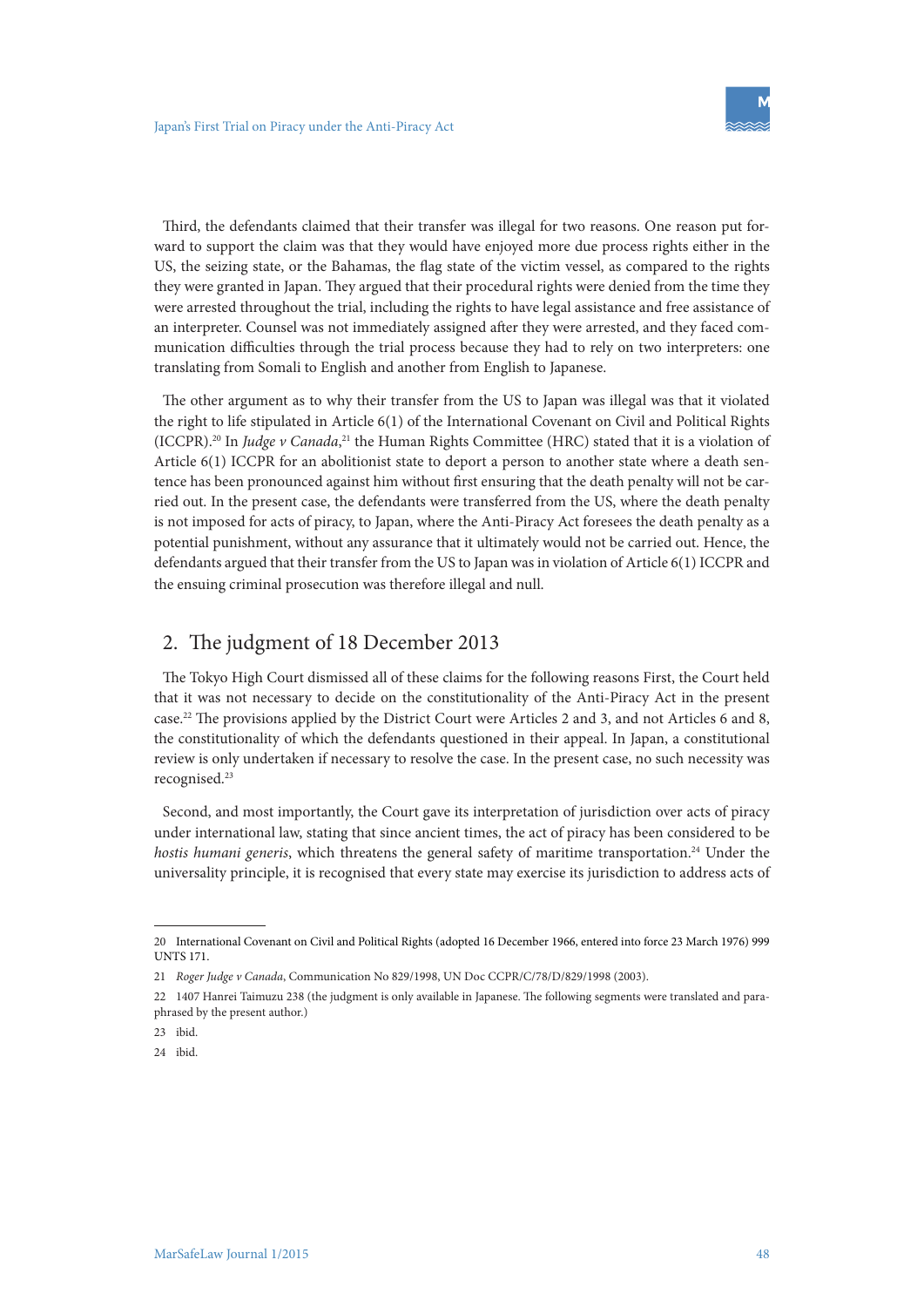Third, the defendants claimed that their transfer was illegal for two reasons. One reason put forward to support the claim was that they would have enjoyed more due process rights either in the US, the seizing state, or the Bahamas, the flag state of the victim vessel, as compared to the rights they were granted in Japan. They argued that their procedural rights were denied from the time they were arrested throughout the trial, including the rights to have legal assistance and free assistance of an interpreter. Counsel was not immediately assigned after they were arrested, and they faced communication difficulties through the trial process because they had to rely on two interpreters: one translating from Somali to English and another from English to Japanese.

The other argument as to why their transfer from the US to Japan was illegal was that it violated the right to life stipulated in Article 6(1) of the International Covenant on Civil and Political Rights (ICCPR).[20] In *Judge v Canada*,[21] the Human Rights Committee (HRC) stated that it is a violation of Article 6(1) ICCPR for an abolitionist state to deport a person to another state where a death sentence has been pronounced against him without first ensuring that the death penalty will not be carried out. In the present case, the defendants were transferred from the US, where the death penalty is not imposed for acts of piracy, to Japan, where the Anti-Piracy Act foresees the death penalty as a potential punishment, without any assurance that it ultimately would not be carried out. Hence, the defendants argued that their transfer from the US to Japan was in violation of Article 6(1) ICCPR and the ensuing criminal prosecution was therefore illegal and null.

## 2. The judgment of 18 December 2013

The Tokyo High Court dismissed all of these claims for the following reasons First, the Court held that it was not necessary to decide on the constitutionality of the Anti-Piracy Act in the present case.[22] The provisions applied by the District Court were Articles 2 and 3, and not Articles 6 and 8, the constitutionality of which the defendants questioned in their appeal. In Japan, a constitutional review is only undertaken if necessary to resolve the case. In the present case, no such necessity was recognised.[23]

Second, and most importantly, the Court gave its interpretation of jurisdiction over acts of piracy under international law, stating that since ancient times, the act of piracy has been considered to be *hostis humani generis*, which threatens the general safety of maritime transportation.[24] Under the universality principle, it is recognised that every state may exercise its jurisdiction to address acts of

---

20 International Covenant on Civil and Political Rights (adopted 16 December 1966, entered into force 23 March 1976) 999 UNTS 171.

21 *Roger Judge v Canada*, Communication No 829/1998, UN Doc CCPR/C/78/D/829/1998 (2003).

22 1407 Hanrei Taimuzu 238 (the judgment is only available in Japanese. The following segments were translated and paraphrased by the present author.)

23 ibid.

24 ibid.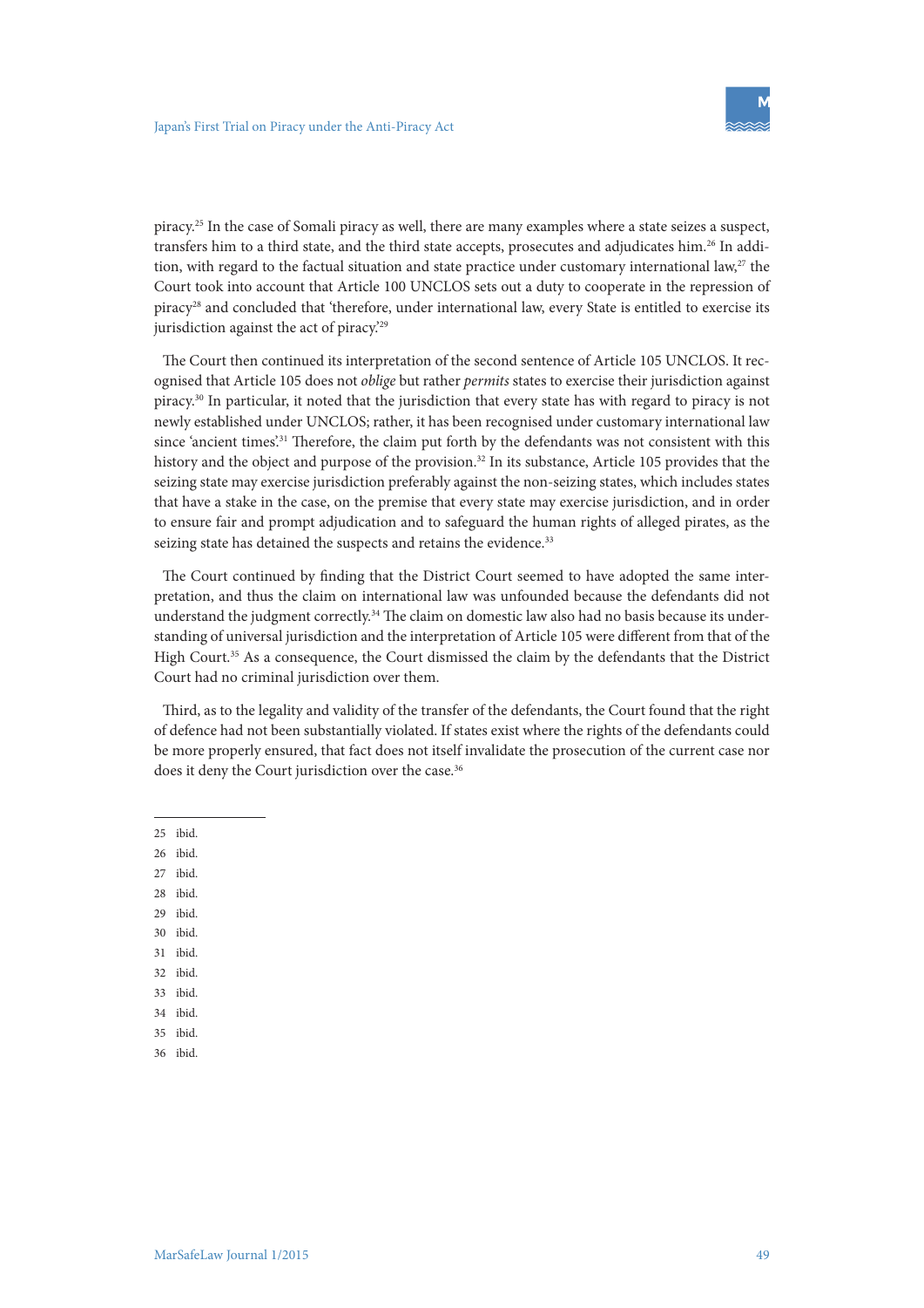piracy.[25] In the case of Somali piracy as well, there are many examples where a state seizes a suspect, transfers him to a third state, and the third state accepts, prosecutes and adjudicates him.[26] In addition, with regard to the factual situation and state practice under customary international law,[27] the Court took into account that Article 100 UNCLOS sets out a duty to cooperate in the repression of piracy[28] and concluded that 'therefore, under international law, every State is entitled to exercise its jurisdiction against the act of piracy.'[29]

The Court then continued its interpretation of the second sentence of Article 105 UNCLOS. It recognised that Article 105 does not *oblige* but rather *permits* states to exercise their jurisdiction against piracy.[30] In particular, it noted that the jurisdiction that every state has with regard to piracy is not newly established under UNCLOS; rather, it has been recognised under customary international law since 'ancient times'.[31] Therefore, the claim put forth by the defendants was not consistent with this history and the object and purpose of the provision.[32] In its substance, Article 105 provides that the seizing state may exercise jurisdiction preferably against the non-seizing states, which includes states that have a stake in the case, on the premise that every state may exercise jurisdiction, and in order to ensure fair and prompt adjudication and to safeguard the human rights of alleged pirates, as the seizing state has detained the suspects and retains the evidence.[33]

The Court continued by finding that the District Court seemed to have adopted the same interpretation, and thus the claim on international law was unfounded because the defendants did not understand the judgment correctly.[34] The claim on domestic law also had no basis because its understanding of universal jurisdiction and the interpretation of Article 105 were different from that of the High Court.[35] As a consequence, the Court dismissed the claim by the defendants that the District Court had no criminal jurisdiction over them.

Third, as to the legality and validity of the transfer of the defendants, the Court found that the right of defence had not been substantially violated. If states exist where the rights of the defendants could be more properly ensured, that fact does not itself invalidate the prosecution of the current case nor does it deny the Court jurisdiction over the case.[36]

---

25 ibid.

26 ibid.

27 ibid.

28 ibid.

29 ibid.

30 ibid.

31 ibid.

32 ibid.

33 ibid.

34 ibid.

35 ibid.

36 ibid.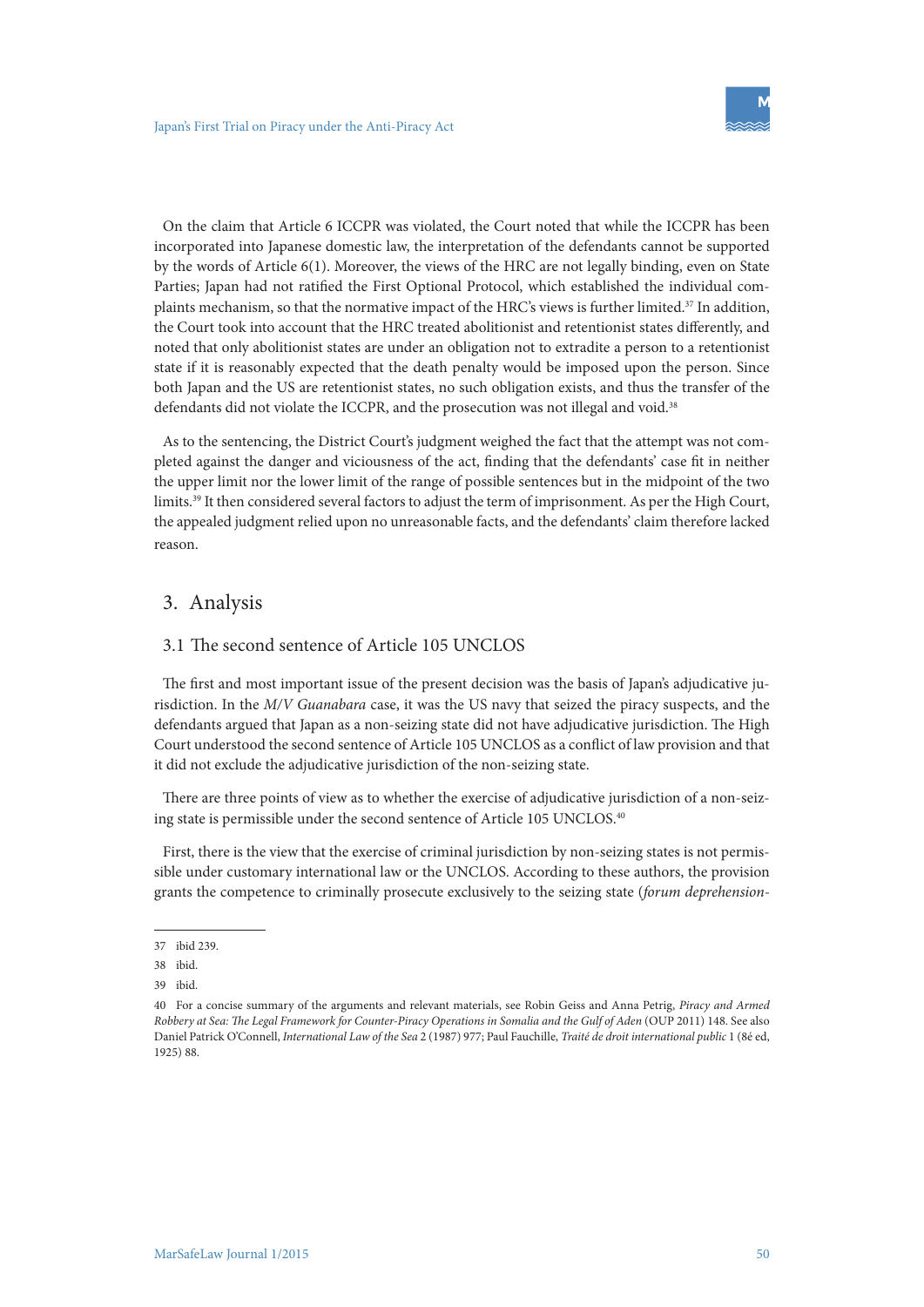On the claim that Article 6 ICCPR was violated, the Court noted that while the ICCPR has been incorporated into Japanese domestic law, the interpretation of the defendants cannot be supported by the words of Article 6(1). Moreover, the views of the HRC are not legally binding, even on State Parties; Japan had not ratified the First Optional Protocol, which established the individual complaints mechanism, so that the normative impact of the HRC's views is further limited.[37] In addition, the Court took into account that the HRC treated abolitionist and retentionist states differently, and noted that only abolitionist states are under an obligation not to extradite a person to a retentionist state if it is reasonably expected that the death penalty would be imposed upon the person. Since both Japan and the US are retentionist states, no such obligation exists, and thus the transfer of the defendants did not violate the ICCPR, and the prosecution was not illegal and void.[38]

As to the sentencing, the District Court's judgment weighed the fact that the attempt was not completed against the danger and viciousness of the act, finding that the defendants' case fit in neither the upper limit nor the lower limit of the range of possible sentences but in the midpoint of the two limits.[39] It then considered several factors to adjust the term of imprisonment. As per the High Court, the appealed judgment relied upon no unreasonable facts, and the defendants' claim therefore lacked reason.

## 3. Analysis

### 3.1 The second sentence of Article 105 UNCLOS

The first and most important issue of the present decision was the basis of Japan's adjudicative jurisdiction. In the *M/V Guanabara* case, it was the US navy that seized the piracy suspects, and the defendants argued that Japan as a non-seizing state did not have adjudicative jurisdiction. The High Court understood the second sentence of Article 105 UNCLOS as a conflict of law provision and that it did not exclude the adjudicative jurisdiction of the non-seizing state.

There are three points of view as to whether the exercise of adjudicative jurisdiction of a non-seizing state is permissible under the second sentence of Article 105 UNCLOS.[40]

First, there is the view that the exercise of criminal jurisdiction by non-seizing states is not permissible under customary international law or the UNCLOS. According to these authors, the provision grants the competence to criminally prosecute exclusively to the seizing state (*forum deprehension-*

---

37 ibid 239.

38 ibid.

39 ibid.

40 For a concise summary of the arguments and relevant materials, see Robin Geiss and Anna Petrig, *Piracy and Armed Robbery at Sea: The Legal Framework for Counter-Piracy Operations in Somalia and the Gulf of Aden* (OUP 2011) 148. See also Daniel Patrick O'Connell, *International Law of the Sea* 2 (1987) 977; Paul Fauchille, *Traité de droit international public* 1 (8é ed, 1925) 88.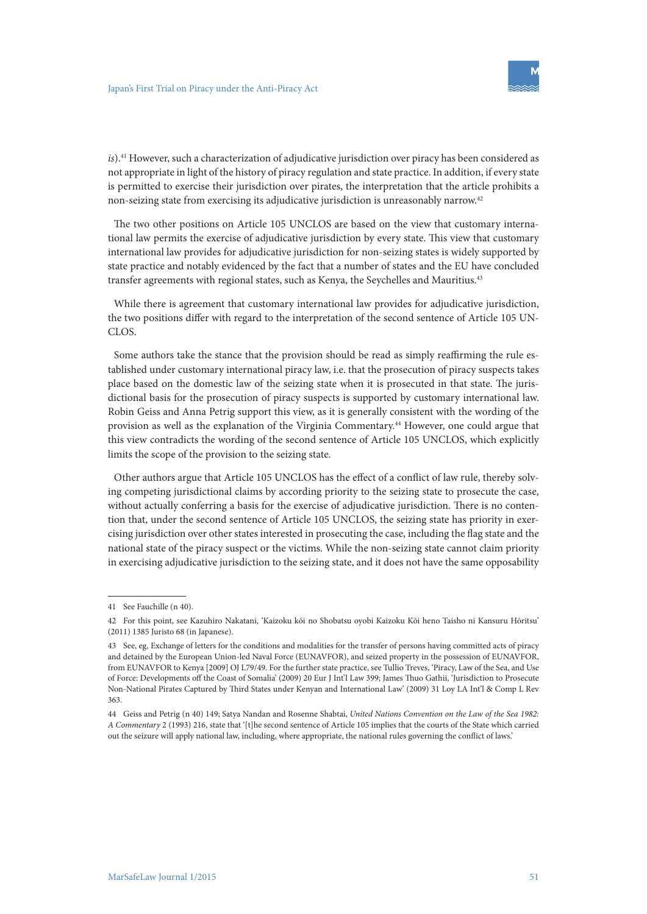*is*).[41] However, such a characterization of adjudicative jurisdiction over piracy has been considered as not appropriate in light of the history of piracy regulation and state practice. In addition, if every state is permitted to exercise their jurisdiction over pirates, the interpretation that the article prohibits a non-seizing state from exercising its adjudicative jurisdiction is unreasonably narrow.[42]

The two other positions on Article 105 UNCLOS are based on the view that customary international law permits the exercise of adjudicative jurisdiction by every state. This view that customary international law provides for adjudicative jurisdiction for non-seizing states is widely supported by state practice and notably evidenced by the fact that a number of states and the EU have concluded transfer agreements with regional states, such as Kenya, the Seychelles and Mauritius.[43]

While there is agreement that customary international law provides for adjudicative jurisdiction, the two positions differ with regard to the interpretation of the second sentence of Article 105 UNCLOS.

Some authors take the stance that the provision should be read as simply reaffirming the rule established under customary international piracy law, i.e. that the prosecution of piracy suspects takes place based on the domestic law of the seizing state when it is prosecuted in that state. The jurisdictional basis for the prosecution of piracy suspects is supported by customary international law. Robin Geiss and Anna Petrig support this view, as it is generally consistent with the wording of the provision as well as the explanation of the Virginia Commentary.[44] However, one could argue that this view contradicts the wording of the second sentence of Article 105 UNCLOS, which explicitly limits the scope of the provision to the seizing state.

Other authors argue that Article 105 UNCLOS has the effect of a conflict of law rule, thereby solving competing jurisdictional claims by according priority to the seizing state to prosecute the case, without actually conferring a basis for the exercise of adjudicative jurisdiction. There is no contention that, under the second sentence of Article 105 UNCLOS, the seizing state has priority in exercising jurisdiction over other states interested in prosecuting the case, including the flag state and the national state of the piracy suspect or the victims. While the non-seizing state cannot claim priority in exercising adjudicative jurisdiction to the seizing state, and it does not have the same opposability

---

41 See Fauchille (n 40).

42 For this point, see Kazuhiro Nakatani, 'Kaizoku kōi no Shobatsu oyobi Kaizoku Kōi heno Taisho ni Kansuru Hōritsu' (2011) 1385 Juristo 68 (in Japanese).

43 See, eg, Exchange of letters for the conditions and modalities for the transfer of persons having committed acts of piracy and detained by the European Union-led Naval Force (EUNAVFOR), and seized property in the possession of EUNAVFOR, from EUNAVFOR to Kenya [2009] OJ L79/49. For the further state practice, see Tullio Treves, 'Piracy, Law of the Sea, and Use of Force: Developments off the Coast of Somalia' (2009) 20 Eur J Int'l Law 399; James Thuo Gathii, 'Jurisdiction to Prosecute Non-National Pirates Captured by Third States under Kenyan and International Law' (2009) 31 Loy LA Int'l & Comp L Rev 363.

44 Geiss and Petrig (n 40) 149; Satya Nandan and Rosenne Shabtai, *United Nations Convention on the Law of the Sea 1982: A Commentary* 2 (1993) 216, state that '[t]he second sentence of Article 105 implies that the courts of the State which carried out the seizure will apply national law, including, where appropriate, the national rules governing the conflict of laws.'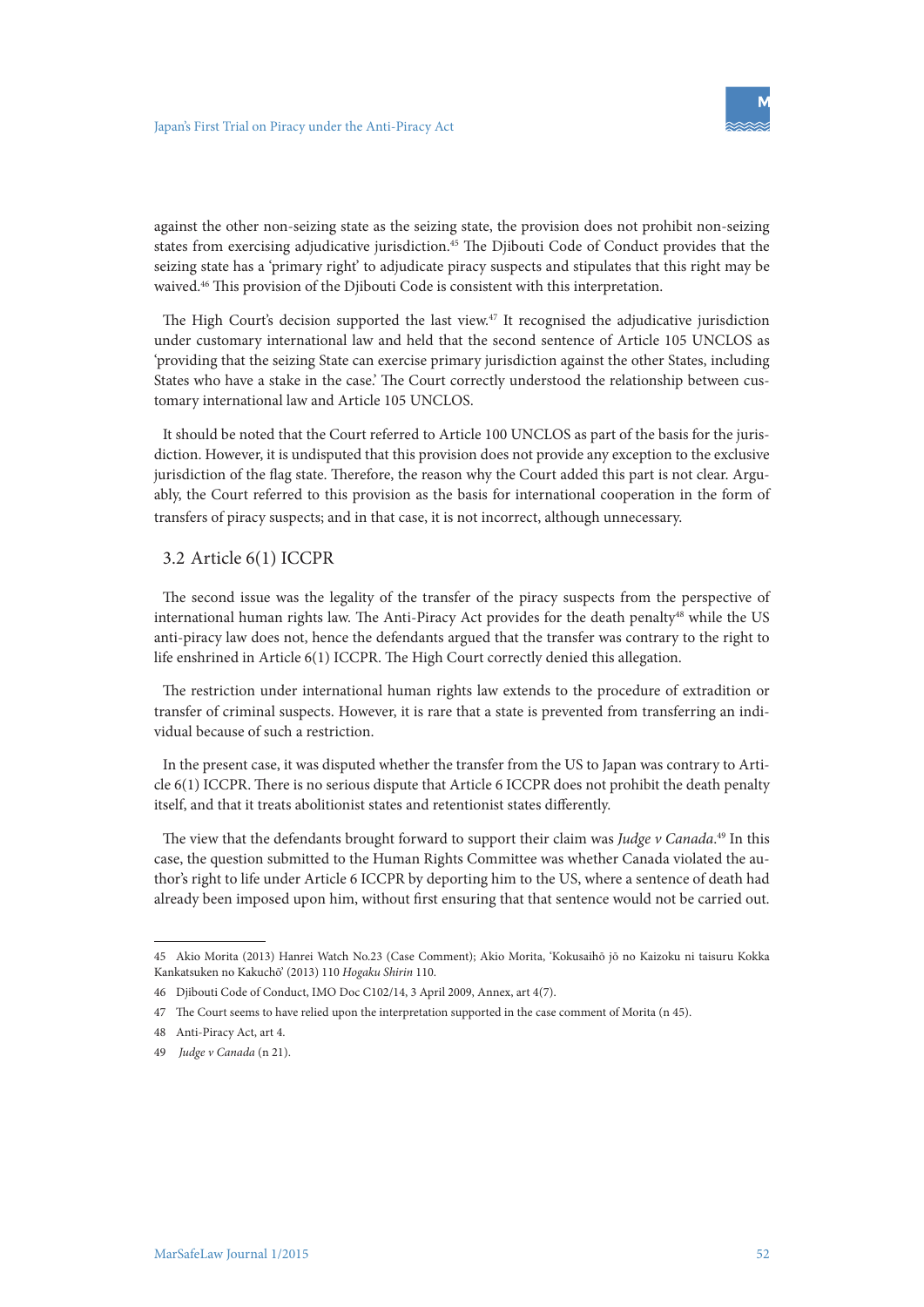against the other non-seizing state as the seizing state, the provision does not prohibit non-seizing states from exercising adjudicative jurisdiction.[45] The Djibouti Code of Conduct provides that the seizing state has a 'primary right' to adjudicate piracy suspects and stipulates that this right may be waived.[46] This provision of the Djibouti Code is consistent with this interpretation.

The High Court's decision supported the last view.[47] It recognised the adjudicative jurisdiction under customary international law and held that the second sentence of Article 105 UNCLOS as 'providing that the seizing State can exercise primary jurisdiction against the other States, including States who have a stake in the case.' The Court correctly understood the relationship between customary international law and Article 105 UNCLOS.

It should be noted that the Court referred to Article 100 UNCLOS as part of the basis for the jurisdiction. However, it is undisputed that this provision does not provide any exception to the exclusive jurisdiction of the flag state. Therefore, the reason why the Court added this part is not clear. Arguably, the Court referred to this provision as the basis for international cooperation in the form of transfers of piracy suspects; and in that case, it is not incorrect, although unnecessary.

### 3.2 Article 6(1) ICCPR

The second issue was the legality of the transfer of the piracy suspects from the perspective of international human rights law. The Anti-Piracy Act provides for the death penalty[48] while the US anti-piracy law does not, hence the defendants argued that the transfer was contrary to the right to life enshrined in Article 6(1) ICCPR. The High Court correctly denied this allegation.

The restriction under international human rights law extends to the procedure of extradition or transfer of criminal suspects. However, it is rare that a state is prevented from transferring an individual because of such a restriction.

In the present case, it was disputed whether the transfer from the US to Japan was contrary to Article 6(1) ICCPR. There is no serious dispute that Article 6 ICCPR does not prohibit the death penalty itself, and that it treats abolitionist states and retentionist states differently.

The view that the defendants brought forward to support their claim was *Judge v Canada*.[49] In this case, the question submitted to the Human Rights Committee was whether Canada violated the author's right to life under Article 6 ICCPR by deporting him to the US, where a sentence of death had already been imposed upon him, without first ensuring that that sentence would not be carried out.

---

45 Akio Morita (2013) Hanrei Watch No.23 (Case Comment); Akio Morita, 'Kokusaihō jō no Kaizoku ni taisuru Kokka Kankatsuken no Kakuchō' (2013) 110 *Hogaku Shirin* 110.

46 Djibouti Code of Conduct, IMO Doc C102/14, 3 April 2009, Annex, art 4(7).

47 The Court seems to have relied upon the interpretation supported in the case comment of Morita (n 45).

48 Anti-Piracy Act, art 4.

49 *Judge v Canada* (n 21).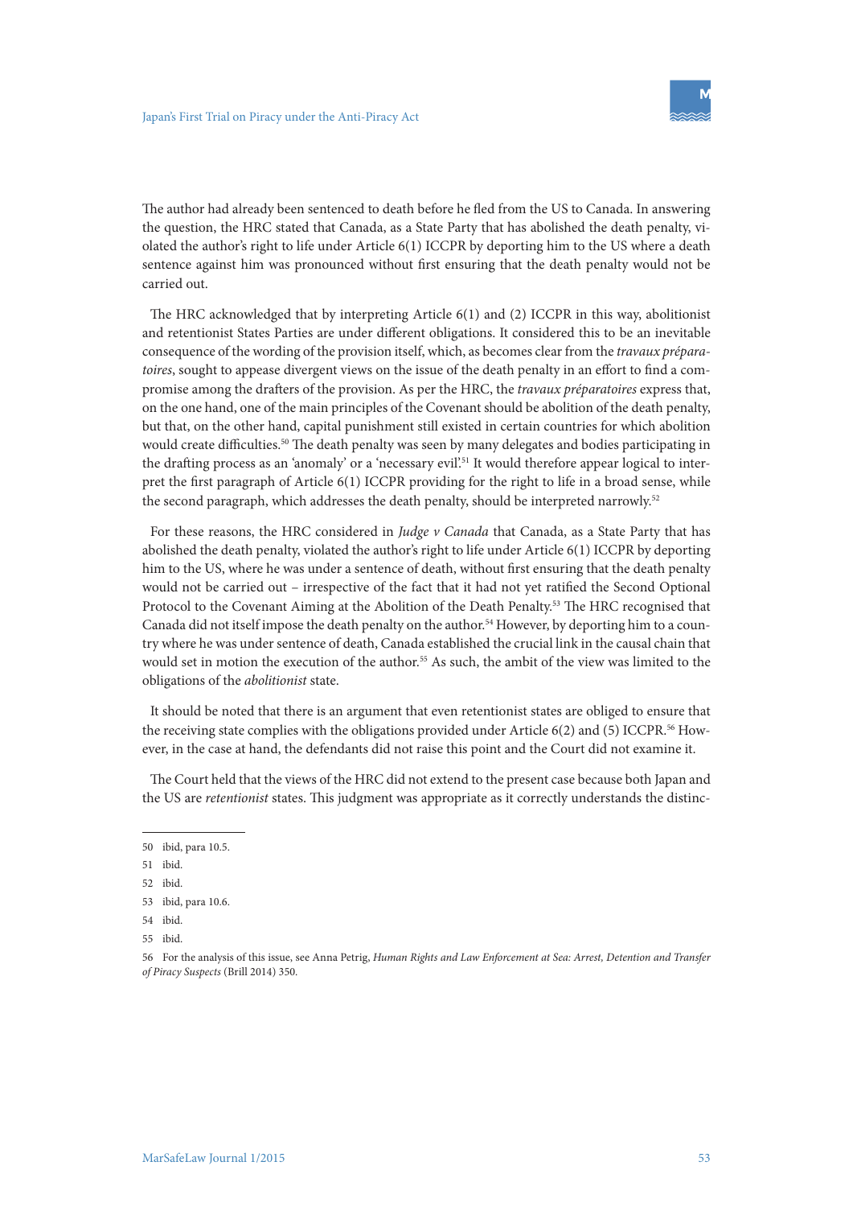The author had already been sentenced to death before he fled from the US to Canada. In answering the question, the HRC stated that Canada, as a State Party that has abolished the death penalty, violated the author's right to life under Article 6(1) ICCPR by deporting him to the US where a death sentence against him was pronounced without first ensuring that the death penalty would not be carried out.

The HRC acknowledged that by interpreting Article 6(1) and (2) ICCPR in this way, abolitionist and retentionist States Parties are under different obligations. It considered this to be an inevitable consequence of the wording of the provision itself, which, as becomes clear from the *travaux préparatoires*, sought to appease divergent views on the issue of the death penalty in an effort to find a compromise among the drafters of the provision. As per the HRC, the *travaux préparatoires* express that, on the one hand, one of the main principles of the Covenant should be abolition of the death penalty, but that, on the other hand, capital punishment still existed in certain countries for which abolition would create difficulties.[50] The death penalty was seen by many delegates and bodies participating in the drafting process as an 'anomaly' or a 'necessary evil'.[51] It would therefore appear logical to interpret the first paragraph of Article 6(1) ICCPR providing for the right to life in a broad sense, while the second paragraph, which addresses the death penalty, should be interpreted narrowly.[52]

For these reasons, the HRC considered in *Judge v Canada* that Canada, as a State Party that has abolished the death penalty, violated the author's right to life under Article 6(1) ICCPR by deporting him to the US, where he was under a sentence of death, without first ensuring that the death penalty would not be carried out – irrespective of the fact that it had not yet ratified the Second Optional Protocol to the Covenant Aiming at the Abolition of the Death Penalty.[53] The HRC recognised that Canada did not itself impose the death penalty on the author.[54] However, by deporting him to a country where he was under sentence of death, Canada established the crucial link in the causal chain that would set in motion the execution of the author.[55] As such, the ambit of the view was limited to the obligations of the *abolitionist* state.

It should be noted that there is an argument that even retentionist states are obliged to ensure that the receiving state complies with the obligations provided under Article 6(2) and (5) ICCPR.[56] However, in the case at hand, the defendants did not raise this point and the Court did not examine it.

The Court held that the views of the HRC did not extend to the present case because both Japan and the US are *retentionist* states. This judgment was appropriate as it correctly understands the distinc-

---

50 ibid, para 10.5.

51 ibid.

52 ibid.

53 ibid, para 10.6.

54 ibid.

55 ibid.

56 For the analysis of this issue, see Anna Petrig, *Human Rights and Law Enforcement at Sea: Arrest, Detention and Transfer of Piracy Suspects* (Brill 2014) 350.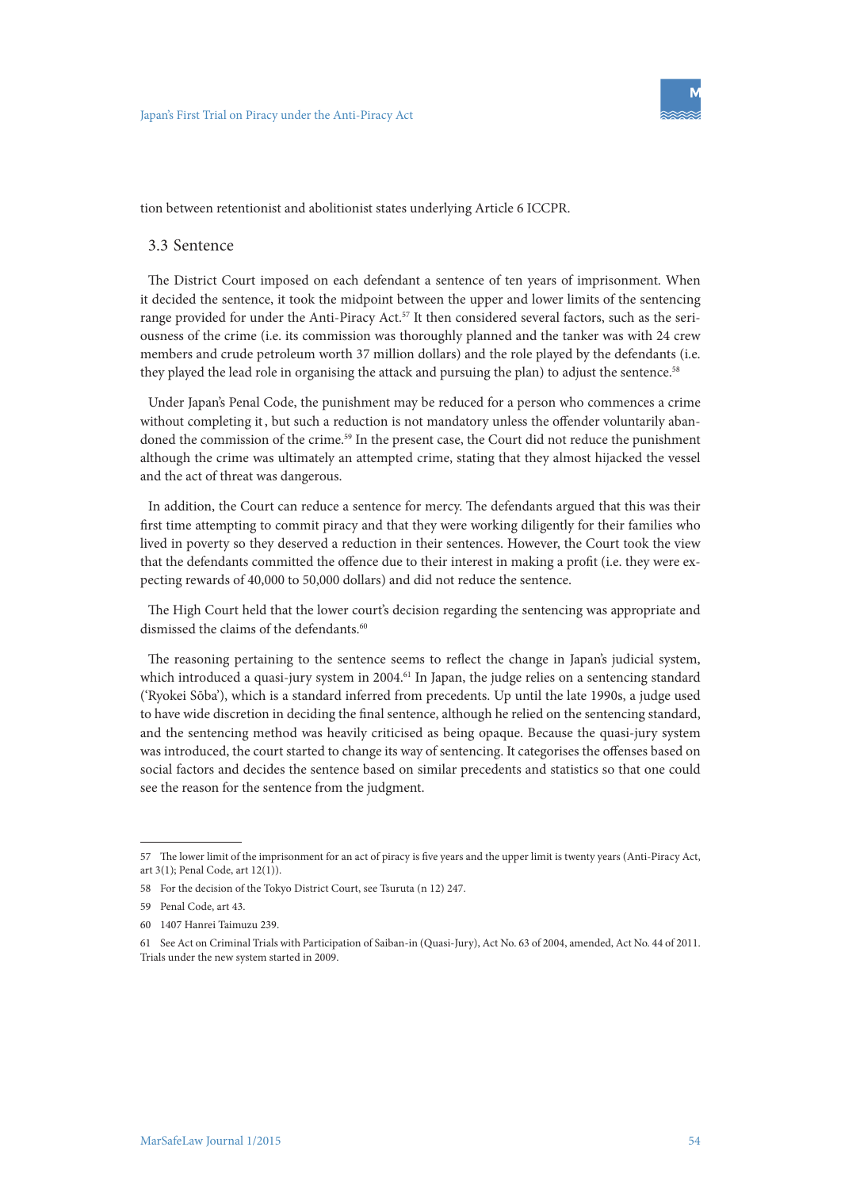tion between retentionist and abolitionist states underlying Article 6 ICCPR.

### 3.3 Sentence

The District Court imposed on each defendant a sentence of ten years of imprisonment. When it decided the sentence, it took the midpoint between the upper and lower limits of the sentencing range provided for under the Anti-Piracy Act.[57] It then considered several factors, such as the seriousness of the crime (i.e. its commission was thoroughly planned and the tanker was with 24 crew members and crude petroleum worth 37 million dollars) and the role played by the defendants (i.e. they played the lead role in organising the attack and pursuing the plan) to adjust the sentence.[58]

Under Japan's Penal Code, the punishment may be reduced for a person who commences a crime without completing it , but such a reduction is not mandatory unless the offender voluntarily abandoned the commission of the crime.[59] In the present case, the Court did not reduce the punishment although the crime was ultimately an attempted crime, stating that they almost hijacked the vessel and the act of threat was dangerous.

In addition, the Court can reduce a sentence for mercy. The defendants argued that this was their first time attempting to commit piracy and that they were working diligently for their families who lived in poverty so they deserved a reduction in their sentences. However, the Court took the view that the defendants committed the offence due to their interest in making a profit (i.e. they were expecting rewards of 40,000 to 50,000 dollars) and did not reduce the sentence.

The High Court held that the lower court's decision regarding the sentencing was appropriate and dismissed the claims of the defendants.[60]

The reasoning pertaining to the sentence seems to reflect the change in Japan's judicial system, which introduced a quasi-jury system in 2004.[61] In Japan, the judge relies on a sentencing standard ('Ryokei Sōba'), which is a standard inferred from precedents. Up until the late 1990s, a judge used to have wide discretion in deciding the final sentence, although he relied on the sentencing standard, and the sentencing method was heavily criticised as being opaque. Because the quasi-jury system was introduced, the court started to change its way of sentencing. It categorises the offenses based on social factors and decides the sentence based on similar precedents and statistics so that one could see the reason for the sentence from the judgment.

---

57 The lower limit of the imprisonment for an act of piracy is five years and the upper limit is twenty years (Anti-Piracy Act, art 3(1); Penal Code, art 12(1)).

58 For the decision of the Tokyo District Court, see Tsuruta (n 12) 247.

59 Penal Code, art 43.

60 1407 Hanrei Taimuzu 239.

61 See Act on Criminal Trials with Participation of Saiban-in (Quasi-Jury), Act No. 63 of 2004, amended, Act No. 44 of 2011. Trials under the new system started in 2009.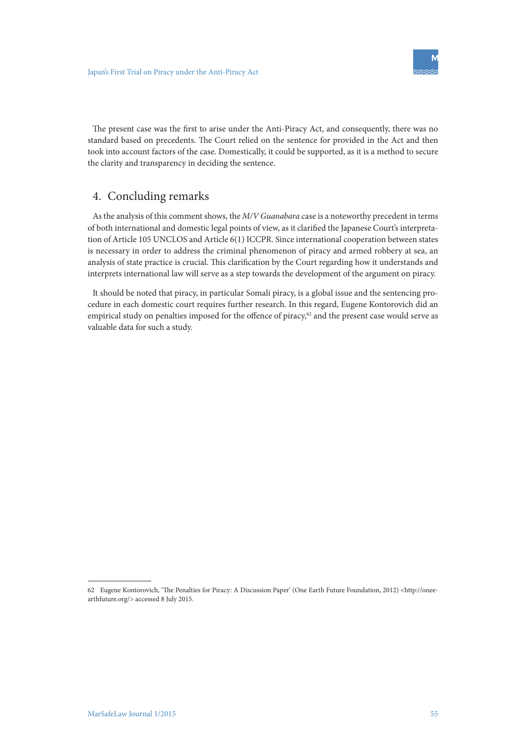The present case was the first to arise under the Anti-Piracy Act, and consequently, there was no standard based on precedents. The Court relied on the sentence for provided in the Act and then took into account factors of the case. Domestically, it could be supported, as it is a method to secure the clarity and transparency in deciding the sentence.

## 4. Concluding remarks

As the analysis of this comment shows, the *M/V Guanabara* case is a noteworthy precedent in terms of both international and domestic legal points of view, as it clarified the Japanese Court's interpretation of Article 105 UNCLOS and Article 6(1) ICCPR. Since international cooperation between states is necessary in order to address the criminal phenomenon of piracy and armed robbery at sea, an analysis of state practice is crucial. This clarification by the Court regarding how it understands and interprets international law will serve as a step towards the development of the argument on piracy.

It should be noted that piracy, in particular Somali piracy, is a global issue and the sentencing procedure in each domestic court requires further research. In this regard, Eugene Kontorovich did an empirical study on penalties imposed for the offence of piracy,[62] and the present case would serve as valuable data for such a study.

---

62 Eugene Kontorovich, 'The Penalties for Piracy: A Discussion Paper' (One Earth Future Foundation, 2012) <http://oneearthfuture.org/> accessed 8 July 2015.